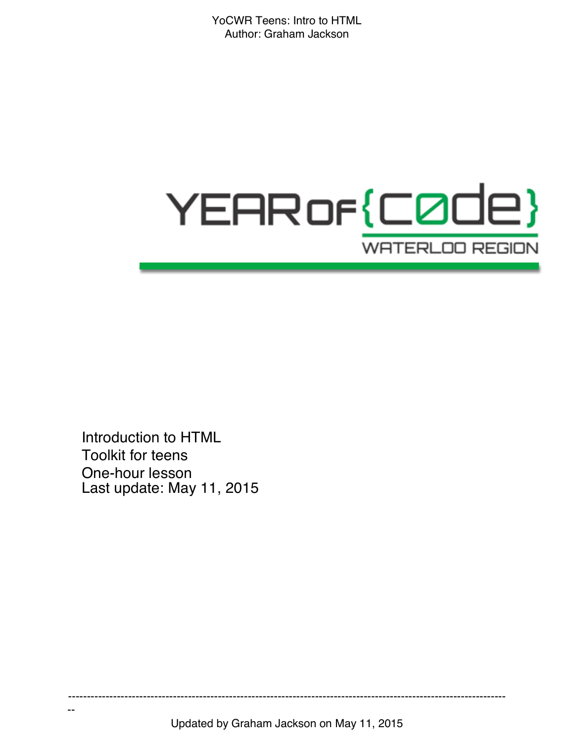Introduction to HTML
Toolkit for teens
One-hour lesson
Last update: May 11, 2015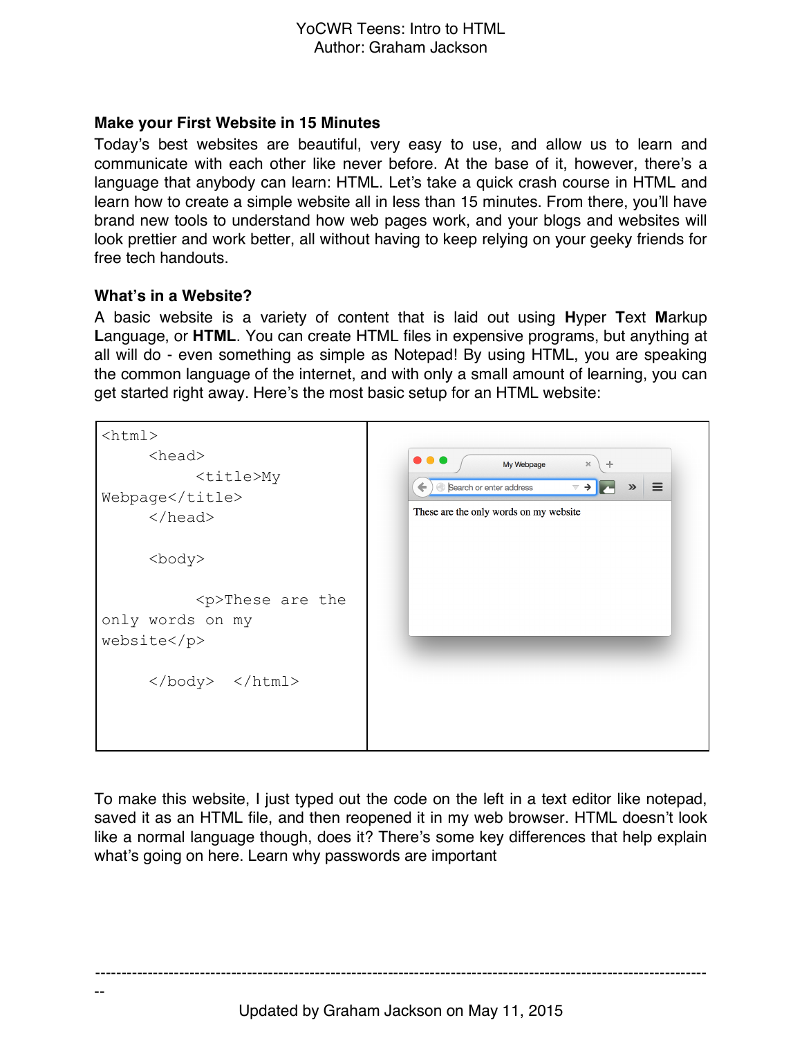## Make your First Website in 15 Minutes

Today's best websites are beautiful, very easy to use, and allow us to learn and communicate with each other like never before. At the base of it, however, there's a language that anybody can learn: HTML. Let's take a quick crash course in HTML and learn how to create a simple website all in less than 15 minutes. From there, you'll have brand new tools to understand how web pages work, and your blogs and websites will look prettier and work better, all without having to keep relying on your geeky friends for free tech handouts.

## What's in a Website?

A basic website is a variety of content that is laid out using **H**yper **T**ext **M**arkup **L**anguage, or **HTML**. You can create HTML files in expensive programs, but anything at all will do - even something as simple as Notepad! By using HTML, you are speaking the common language of the internet, and with only a small amount of learning, you can get started right away. Here's the most basic setup for an HTML website:

```
<html>
     <head>
          <title>My Webpage</title>
     </head>

     <body>

          <p>These are the only words on my website</p>

     </body>  </html>
```

To make this website, I just typed out the code on the left in a text editor like notepad, saved it as an HTML file, and then reopened it in my web browser. HTML doesn't look like a normal language though, does it? There's some key differences that help explain what's going on here. Learn why passwords are important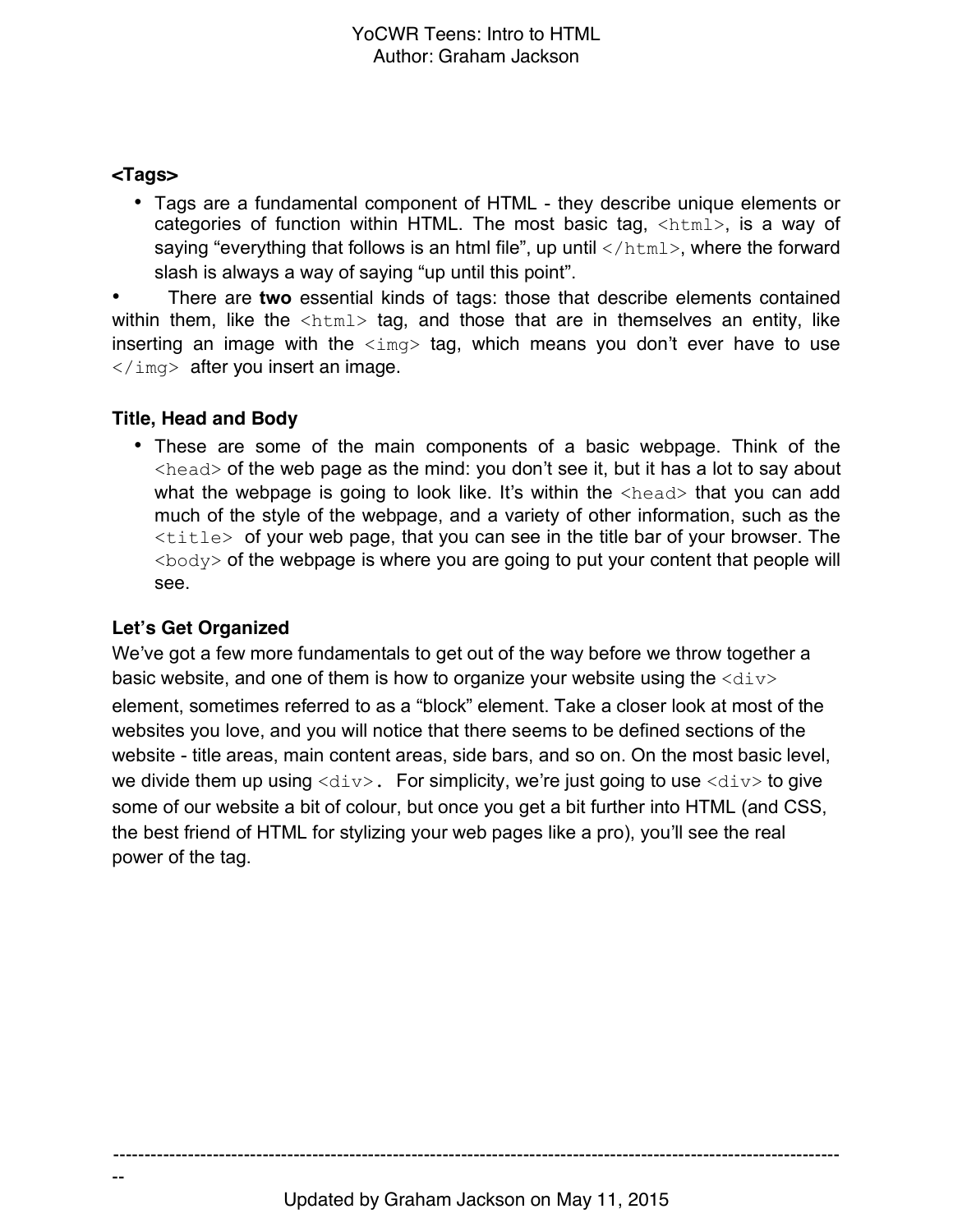### <Tags>

- Tags are a fundamental component of HTML - they describe unique elements or categories of function within HTML. The most basic tag, `<html>`, is a way of saying "everything that follows is an html file", up until `</html>`, where the forward slash is always a way of saying "up until this point".
- There are **two** essential kinds of tags: those that describe elements contained within them, like the `<html>` tag, and those that are in themselves an entity, like inserting an image with the `<img>` tag, which means you don't ever have to use `</img>` after you insert an image.

### Title, Head and Body

- These are some of the main components of a basic webpage. Think of the `<head>` of the web page as the mind: you don't see it, but it has a lot to say about what the webpage is going to look like. It's within the `<head>` that you can add much of the style of the webpage, and a variety of other information, such as the `<title>` of your web page, that you can see in the title bar of your browser. The `<body>` of the webpage is where you are going to put your content that people will see.

### Let's Get Organized

We've got a few more fundamentals to get out of the way before we throw together a basic website, and one of them is how to organize your website using the `<div>` element, sometimes referred to as a "block" element. Take a closer look at most of the websites you love, and you will notice that there seems to be defined sections of the website - title areas, main content areas, side bars, and so on. On the most basic level, we divide them up using `<div>`. For simplicity, we're just going to use `<div>` to give some of our website a bit of colour, but once you get a bit further into HTML (and CSS, the best friend of HTML for stylizing your web pages like a pro), you'll see the real power of the tag.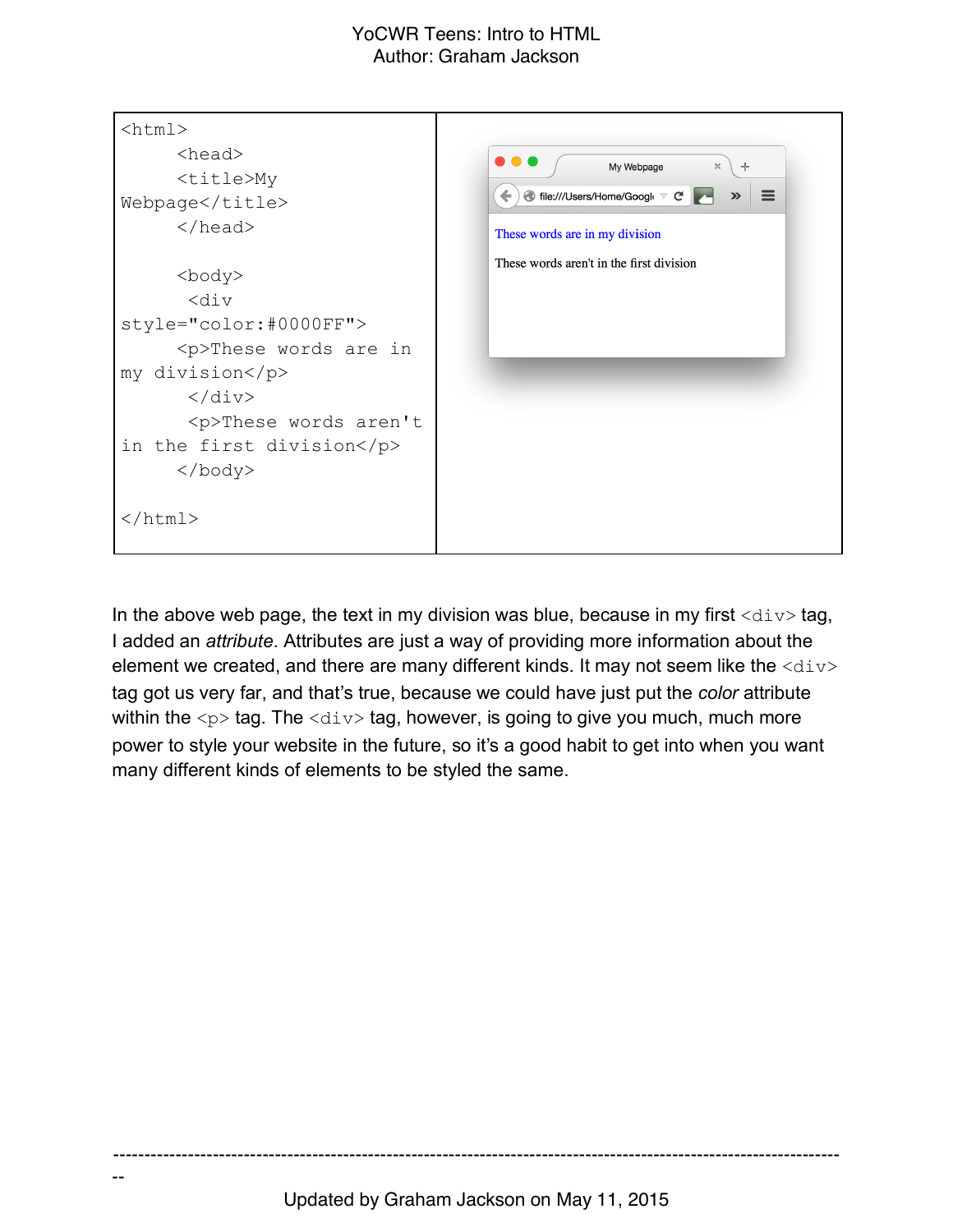```html
<html>
      <head>
      <title>My
Webpage</title>
      </head>

      <body>
       <div
style="color:#0000FF">
      <p>These words are in
my division</p>
       </div>
       <p>These words aren't
in the first division</p>
      </body>

</html>
```

In the above web page, the text in my division was blue, because in my first `<div>` tag, I added an *attribute*. Attributes are just a way of providing more information about the element we created, and there are many different kinds. It may not seem like the `<div>` tag got us very far, and that's true, because we could have just put the *color* attribute within the `<p>` tag. The `<div>` tag, however, is going to give you much, much more power to style your website in the future, so it's a good habit to get into when you want many different kinds of elements to be styled the same.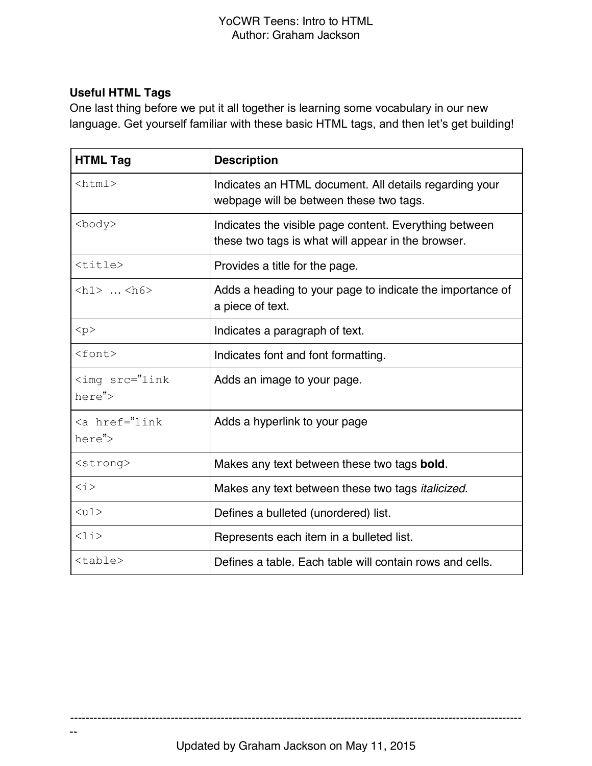**Useful HTML Tags**

One last thing before we put it all together is learning some vocabulary in our new language. Get yourself familiar with these basic HTML tags, and then let's get building!

| **HTML Tag** | **Description** |
| --- | --- |
| `<html>` | Indicates an HTML document. All details regarding your webpage will be between these two tags. |
| `<body>` | Indicates the visible page content. Everything between these two tags is what will appear in the browser. |
| `<title>` | Provides a title for the page. |
| `<h1>` … `<h6>` | Adds a heading to your page to indicate the importance of a piece of text. |
| `<p>` | Indicates a paragraph of text. |
| `<font>` | Indicates font and font formatting. |
| `<img src="link here">` | Adds an image to your page. |
| `<a href="link here">` | Adds a hyperlink to your page |
| `<strong>` | Makes any text between these two tags **bold**. |
| `<i>` | Makes any text between these two tags *italicized*. |
| `<ul>` | Defines a bulleted (unordered) list. |
| `<li>` | Represents each item in a bulleted list. |
| `<table>` | Defines a table. Each table will contain rows and cells. |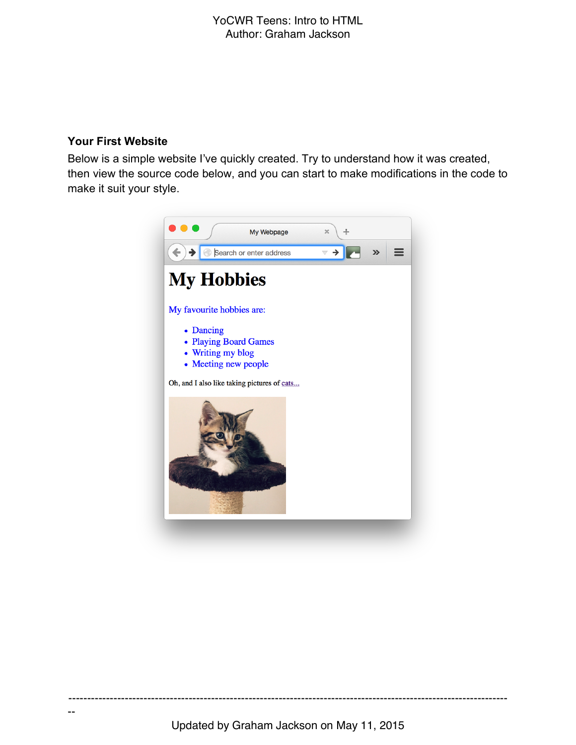### Your First Website

Below is a simple website I've quickly created. Try to understand how it was created, then view the source code below, and you can start to make modifications in the code to make it suit your style.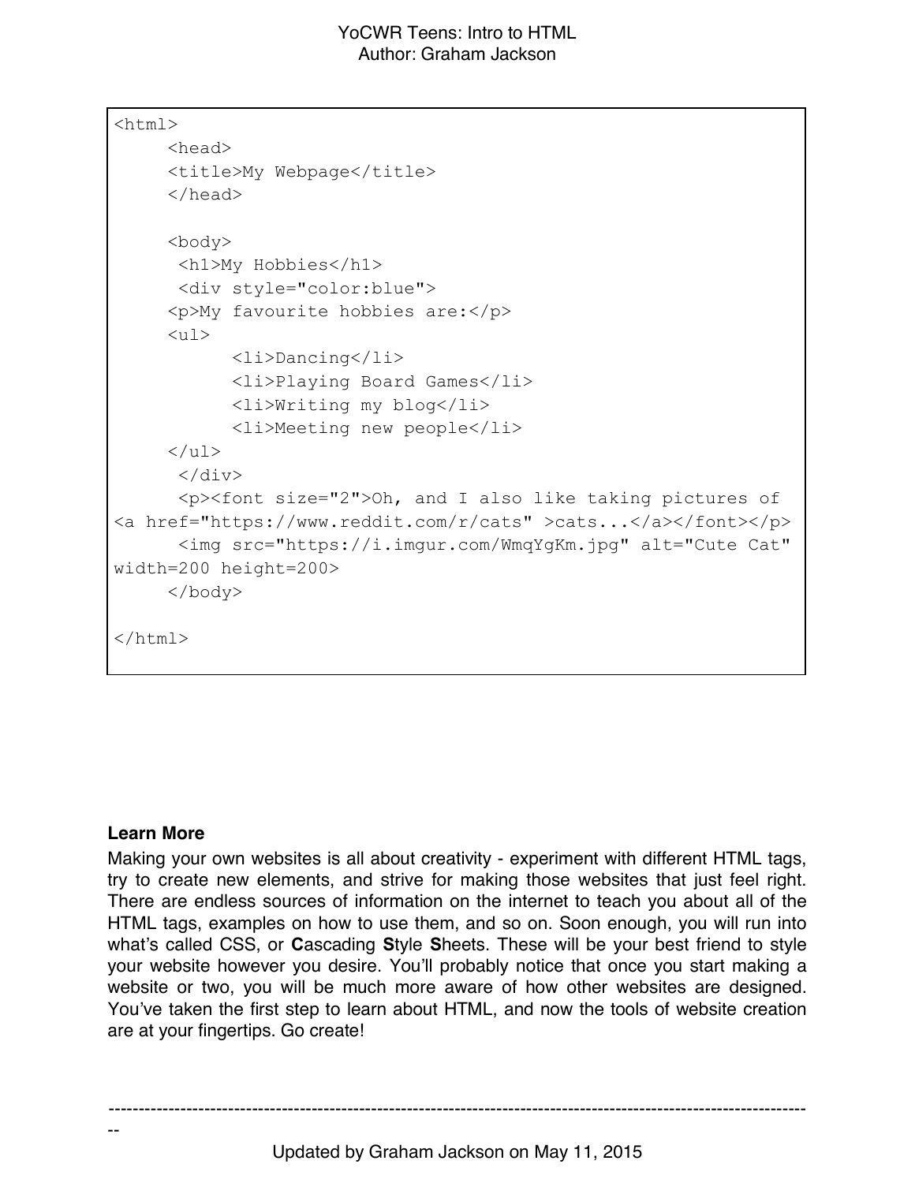```
<html>
     <head>
     <title>My Webpage</title>
     </head>

     <body>
      <h1>My Hobbies</h1>
      <div style="color:blue">
     <p>My favourite hobbies are:</p>
     <ul>
           <li>Dancing</li>
           <li>Playing Board Games</li>
           <li>Writing my blog</li>
           <li>Meeting new people</li>
     </ul>
      </div>
      <p><font size="2">Oh, and I also like taking pictures of 
<a href="https://www.reddit.com/r/cats" >cats...</a></font></p>
      <img src="https://i.imgur.com/WmqYgKm.jpg" alt="Cute Cat" 
width=200 height=200>
     </body>

</html>
```

**Learn More**

Making your own websites is all about creativity - experiment with different HTML tags, try to create new elements, and strive for making those websites that just feel right. There are endless sources of information on the internet to teach you about all of the HTML tags, examples on how to use them, and so on. Soon enough, you will run into what's called CSS, or **C**ascading **S**tyle **S**heets. These will be your best friend to style your website however you desire. You'll probably notice that once you start making a website or two, you will be much more aware of how other websites are designed. You've taken the first step to learn about HTML, and now the tools of website creation are at your fingertips. Go create!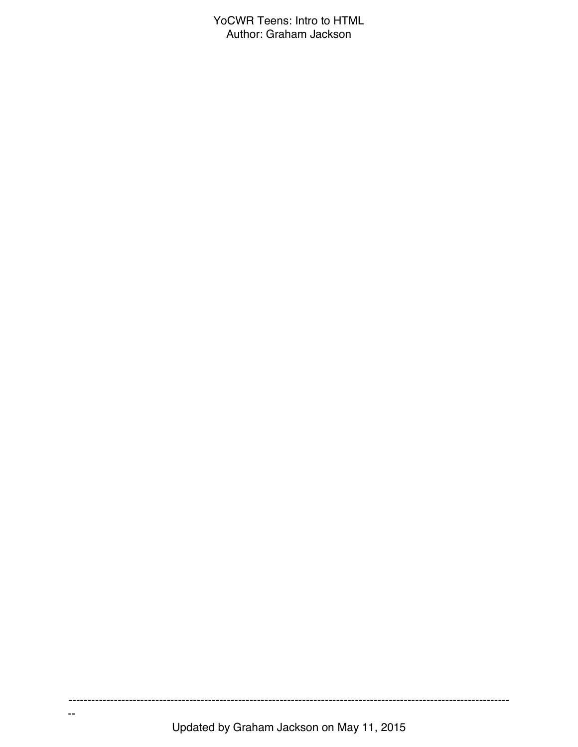---

Updated by Graham Jackson on May 11, 2015